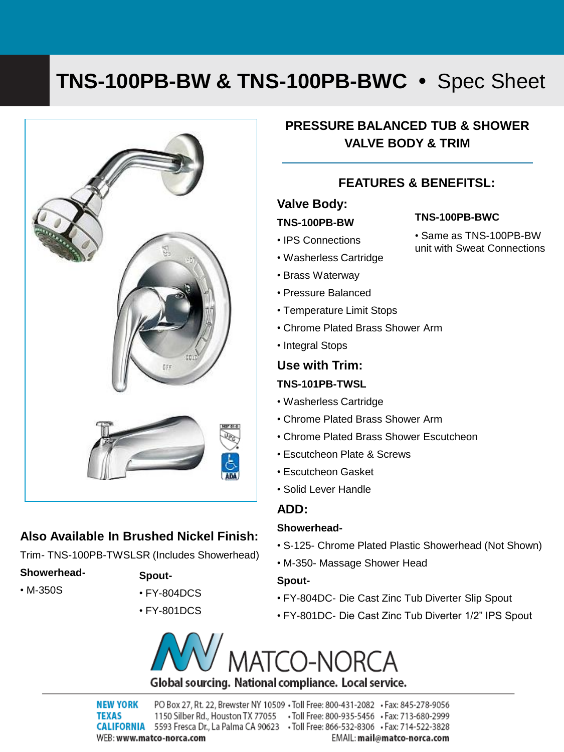# TNS-100PB-BW & TNS-100PB-BWC • Spec Sheet

## PRESSURE BALANCED TUB & SHOWER VALVE BODY & TRIM

### FEATURES & BENEFITSL:

### Valve Body:

**TNS-100PB-BW**

- IPS Connections
- Washerless Cartridge
- Brass Waterway
- Pressure Balanced
- Temperature Limit Stops
- Chrome Plated Brass Shower Arm
- Integral Stops

**TNS-100PB-BWC**

- Same as TNS-100PB-BW unit with Sweat Connections

### Use with Trim:

**TNS-101PB-TWSL**

- Washerless Cartridge
- Chrome Plated Brass Shower Arm
- Chrome Plated Brass Shower Escutcheon
- Escutcheon Plate & Screws
- Escutcheon Gasket
- Solid Lever Handle

### ADD:

**Showerhead-**

- S-125- Chrome Plated Plastic Showerhead (Not Shown)
- M-350- Massage Shower Head

**Spout-**

- FY-804DC- Die Cast Zinc Tub Diverter Slip Spout
- FY-801DC- Die Cast Zinc Tub Diverter 1/2" IPS Spout

### Also Available In Brushed Nickel Finish:

Trim- TNS-100PB-TWSLSR (Includes Showerhead)

**Showerhead-**

- M-350S

**Spout-**

- FY-804DCS
- FY-801DCS

MATCO-NORCA

Global sourcing. National compliance. Local service.

**NEW YORK** PO Box 27, Rt. 22, Brewster NY 10509 • Toll Free: 800-431-2082 • Fax: 845-278-9056
**TEXAS** 1150 Silber Rd., Houston TX 77055 • Toll Free: 800-935-5456 • Fax: 713-680-2999
**CALIFORNIA** 5593 Fresca Dr., La Palma CA 90623 • Toll Free: 866-532-8306 • Fax: 714-522-3828
WEB: **www.matco-norca.com** EMAIL: **mail@matco-norca.com**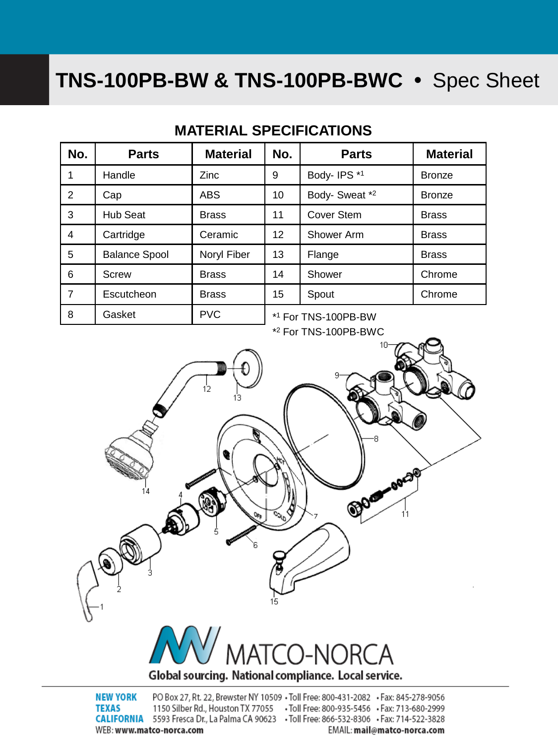# TNS-100PB-BW & TNS-100PB-BWC • Spec Sheet

## MATERIAL SPECIFICATIONS

| No. | Parts | Material | No. | Parts | Material |
|---|---|---|---|---|---|
| 1 | Handle | Zinc | 9 | Body- IPS *1 | Bronze |
| 2 | Cap | ABS | 10 | Body- Sweat *2 | Bronze |
| 3 | Hub Seat | Brass | 11 | Cover Stem | Brass |
| 4 | Cartridge | Ceramic | 12 | Shower Arm | Brass |
| 5 | Balance Spool | Noryl Fiber | 13 | Flange | Brass |
| 6 | Screw | Brass | 14 | Shower | Chrome |
| 7 | Escutcheon | Brass | 15 | Spout | Chrome |
| 8 | Gasket | PVC | | | |

*1 For TNS-100PB-BW

*2 For TNS-100PB-BWC

10

9

8

12

13

14

4

5

6

7

11

3

2

1

15

MATCO-NORCA

Global sourcing. National compliance. Local service.

**NEW YORK** PO Box 27, Rt. 22, Brewster NY 10509 • Toll Free: 800-431-2082 • Fax: 845-278-9056

**TEXAS** 1150 Silber Rd., Houston TX 77055 • Toll Free: 800-935-5456 • Fax: 713-680-2999

**CALIFORNIA** 5593 Fresca Dr., La Palma CA 90623 • Toll Free: 866-532-8306 • Fax: 714-522-3828

WEB: **www.matco-norca.com** EMAIL: **mail@matco-norca.com**